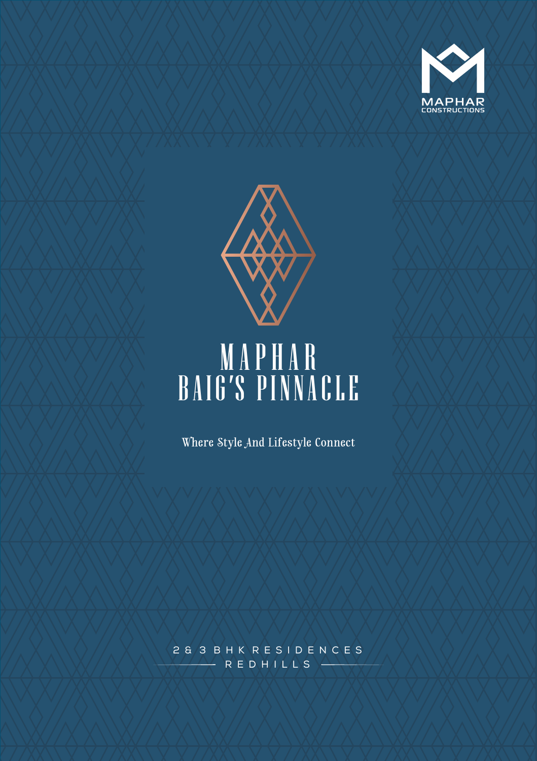MAPHAR
CONSTRUCTIONS

# MAPHAR BAIG'S PINNACLE

Where Style And Lifestyle Connect

2 & 3 BHK RESIDENCES

REDHILLS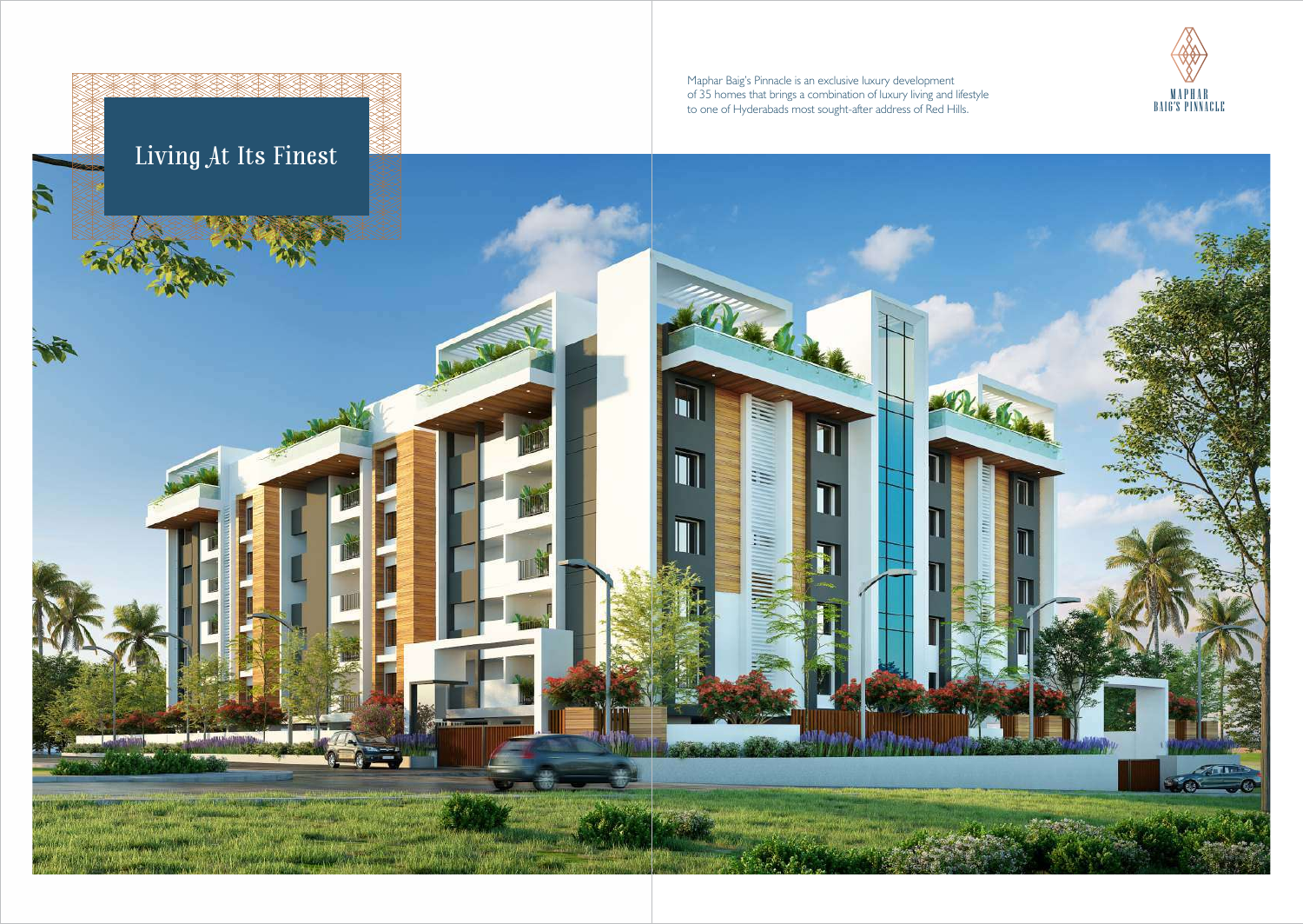# Living At Its Finest

Maphar Baig's Pinnacle is an exclusive luxury development of 35 homes that brings a combination of luxury living and lifestyle to one of Hyderabads most sought-after address of Red Hills.

MAPHAR BAIG'S PINNACLE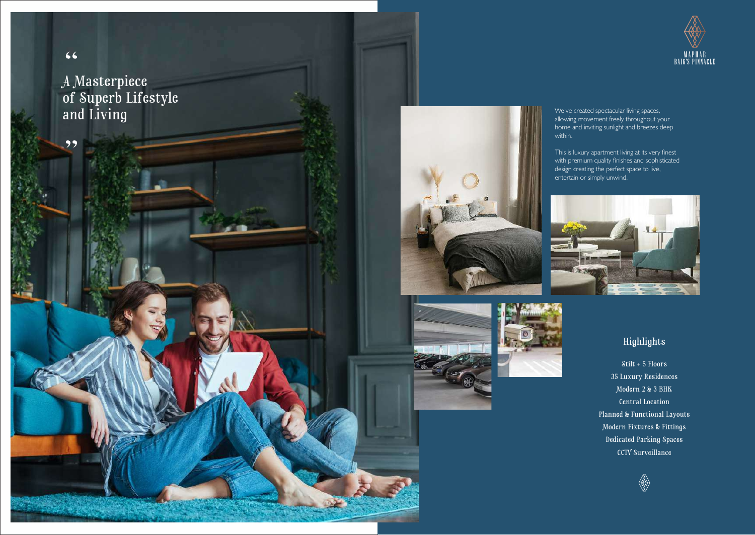> "A Masterpiece of Superb Lifestyle and Living"

MAPHAR BAIG'S PINNACLE

We've created spectacular living spaces, allowing movement freely throughout your home and inviting sunlight and breezes deep within.

This is luxury apartment living at its very finest with premium quality finishes and sophisticated design creating the perfect space to live, entertain or simply unwind.

## Highlights

Stilt + 5 Floors

35 Luxury Residences

Modern 2 & 3 BHK

Central Location

Planned & Functional Layouts

Modern Fixtures & Fittings

Dedicated Parking Spaces

CCTV Surveillance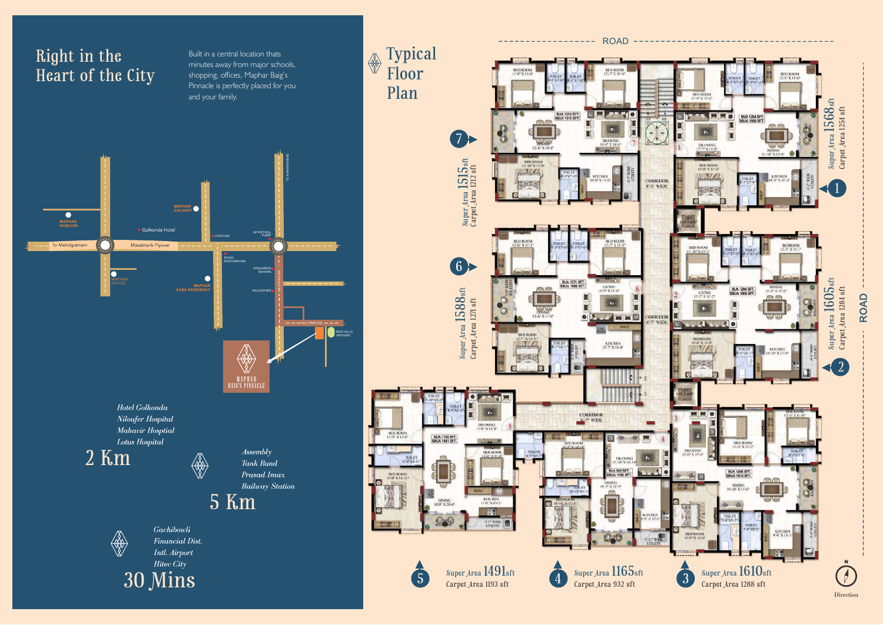# Right in the Heart of the City

Built in a central location thats minutes away from major schools, shopping, offices, Maphar Baig's Pinnacle is perfectly placed for you and your family.

*Hotel Golkonda*
*Niloufer Hospital*
*Mahavir Hosptial*
*Lotus Hospital*

## 2 Km

*Assembly*
*Tank Bund*
*Prasad Imax*
*Railway Station*

## 5 Km

*Gachibowli*
*Financial Dist.*
*Intl. Airport*
*Hitec City*

## 30 Mins

# Typical Floor Plan

| Unit | Super Area | Carpet Area |
|---|---|---|
| 1 | 1568 sft | 1254 sft |
| 2 | 1605 sft | 1284 sft |
| 3 | 1610 sft | 1288 sft |
| 4 | 1165 sft | 932 sft |
| 5 | 1491 sft | 1193 sft |
| 6 | 1588 sft | 1271 sft |
| 7 | 1515 sft | 1212 sft |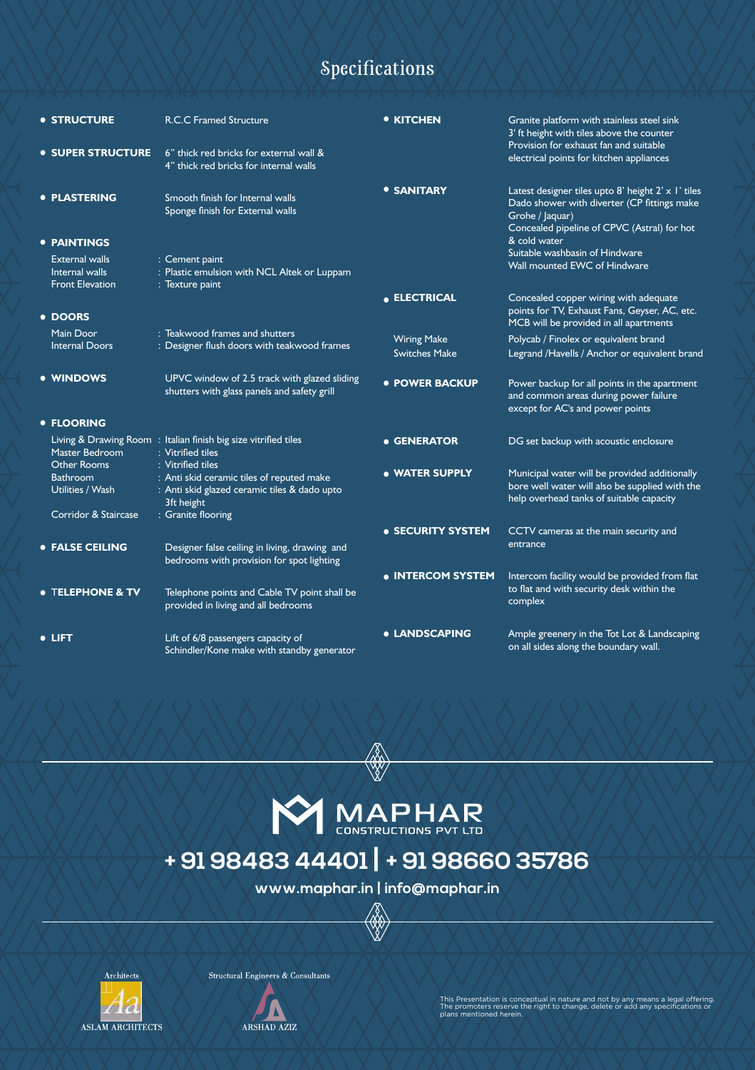# Specifications

- **STRUCTURE** — R.C.C Framed Structure

- **SUPER STRUCTURE** — 6" thick red bricks for external wall & 4" thick red bricks for internal walls

- **PLASTERING** — Smooth finish for Internal walls; Sponge finish for External walls

- **PAINTINGS**
  - External walls : Cement paint
  - Internal walls : Plastic emulsion with NCL Altek or Luppam
  - Front Elevation : Texture paint

- **DOORS**
  - Main Door : Teakwood frames and shutters
  - Internal Doors : Designer flush doors with teakwood frames

- **WINDOWS** — UPVC window of 2.5 track with glazed sliding shutters with glass panels and safety grill

- **FLOORING**
  - Living & Drawing Room : Italian finish big size vitrified tiles
  - Master Bedroom : Vitrified tiles
  - Other Rooms : Vitrified tiles
  - Bathroom : Anti skid ceramic tiles of reputed make
  - Utilities / Wash : Anti skid glazed ceramic tiles & dado upto 3ft height
  - Corridor & Staircase : Granite flooring

- **FALSE CEILING** — Designer false ceiling in living, drawing and bedrooms with provision for spot lighting

- **TELEPHONE & TV** — Telephone points and Cable TV point shall be provided in living and all bedrooms

- **LIFT** — Lift of 6/8 passengers capacity of Schindler/Kone make with standby generator

- **KITCHEN** — Granite platform with stainless steel sink; 3' ft height with tiles above the counter; Provision for exhaust fan and suitable electrical points for kitchen appliances

- **SANITARY** — Latest designer tiles upto 8' height 2' x 1' tiles; Dado shower with diverter (CP fittings make Grohe / Jaquar); Concealed pipeline of CPVC (Astral) for hot & cold water; Suitable washbasin of Hindware; Wall mounted EWC of Hindware

- **ELECTRICAL** — Concealed copper wiring with adequate points for TV, Exhaust Fans, Geyser, AC, etc. MCB will be provided in all apartments
  - Wiring Make : Polycab / Finolex or equivalent brand
  - Switches Make : Legrand /Havells / Anchor or equivalent brand

- **POWER BACKUP** — Power backup for all points in the apartment and common areas during power failure except for AC's and power points

- **GENERATOR** — DG set backup with acoustic enclosure

- **WATER SUPPLY** — Municipal water will be provided additionally bore well water will also be supplied with the help overhead tanks of suitable capacity

- **SECURITY SYSTEM** — CCTV cameras at the main security and entrance

- **INTERCOM SYSTEM** — Intercom facility would be provided from flat to flat and with security desk within the complex

- **LANDSCAPING** — Ample greenery in the Tot Lot & Landscaping on all sides along the boundary wall.

MAPHAR CONSTRUCTIONS PVT LTD

**+ 91 98483 44401 | + 91 98660 35786**

**www.maphar.in | info@maphar.in**

Architects: ASLAM ARCHITECTS

Structural Engineers & Consultants: ARSHAD AZIZ

This Presentation is conceptual in nature and not by any means a legal offering. The promoters reserve the right to change, delete or add any specifications or plans mentioned herein.